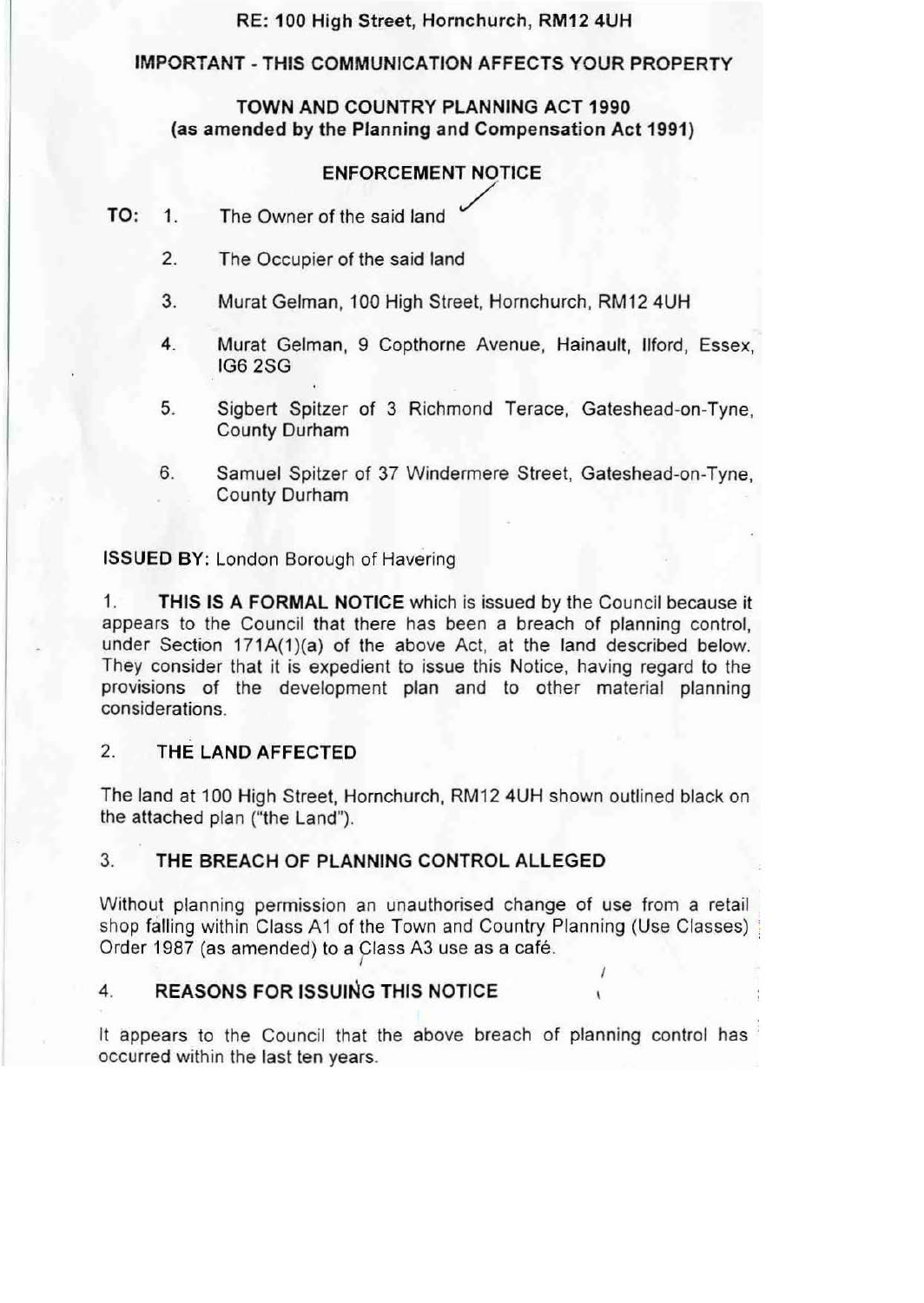**RE: 100 High Street, Hornchurch, RM12 4UH**

**IMPORTANT - THIS COMMUNICATION AFFECTS YOUR PROPERTY**

**TOWN AND COUNTRY PLANNING ACT 1990**
**(as amended by the Planning and Compensation Act 1991)**

**ENFORCEMENT NOTICE**

**TO:**

1. The Owner of the said land
2. The Occupier of the said land
3. Murat Gelman, 100 High Street, Hornchurch, RM12 4UH
4. Murat Gelman, 9 Copthorne Avenue, Hainault, Ilford, Essex, IG6 2SG
5. Sigbert Spitzer of 3 Richmond Terace, Gateshead-on-Tyne, County Durham
6. Samuel Spitzer of 37 Windermere Street, Gateshead-on-Tyne, County Durham

**ISSUED BY:** London Borough of Havering

1. **THIS IS A FORMAL NOTICE** which is issued by the Council because it appears to the Council that there has been a breach of planning control, under Section 171A(1)(a) of the above Act, at the land described below. They consider that it is expedient to issue this Notice, having regard to the provisions of the development plan and to other material planning considerations.

2. **THE LAND AFFECTED**

The land at 100 High Street, Hornchurch, RM12 4UH shown outlined black on the attached plan ("the Land").

3. **THE BREACH OF PLANNING CONTROL ALLEGED**

Without planning permission an unauthorised change of use from a retail shop falling within Class A1 of the Town and Country Planning (Use Classes) Order 1987 (as amended) to a Class A3 use as a café.

4. **REASONS FOR ISSUING THIS NOTICE**

It appears to the Council that the above breach of planning control has occurred within the last ten years.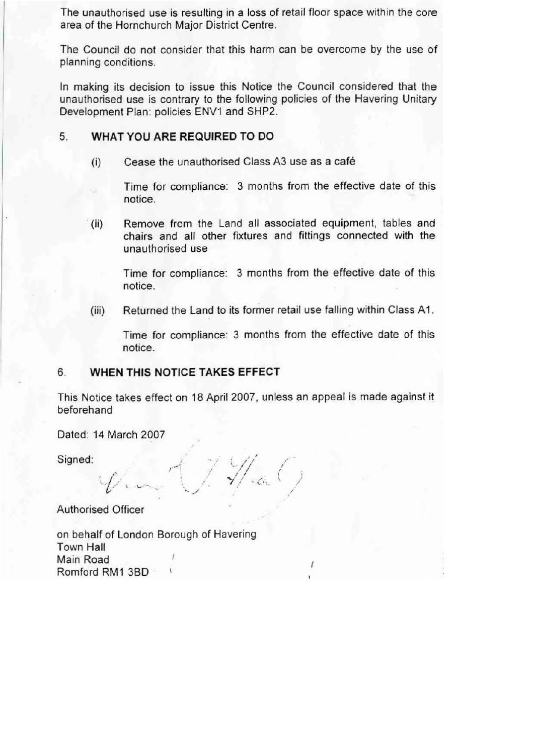The unauthorised use is resulting in a loss of retail floor space within the core area of the Hornchurch Major District Centre.

The Council do not consider that this harm can be overcome by the use of planning conditions.

In making its decision to issue this Notice the Council considered that the unauthorised use is contrary to the following policies of the Havering Unitary Development Plan: policies ENV1 and SHP2.

## 5. WHAT YOU ARE REQUIRED TO DO

(i) Cease the unauthorised Class A3 use as a café

Time for compliance: 3 months from the effective date of this notice.

(ii) Remove from the Land all associated equipment, tables and chairs and all other fixtures and fittings connected with the unauthorised use

Time for compliance: 3 months from the effective date of this notice.

(iii) Returned the Land to its former retail use falling within Class A1.

Time for compliance: 3 months from the effective date of this notice.

## 6. WHEN THIS NOTICE TAKES EFFECT

This Notice takes effect on 18 April 2007, unless an appeal is made against it beforehand

Dated: 14 March 2007

Signed:

Authorised Officer

on behalf of London Borough of Havering
Town Hall
Main Road
Romford RM1 3BD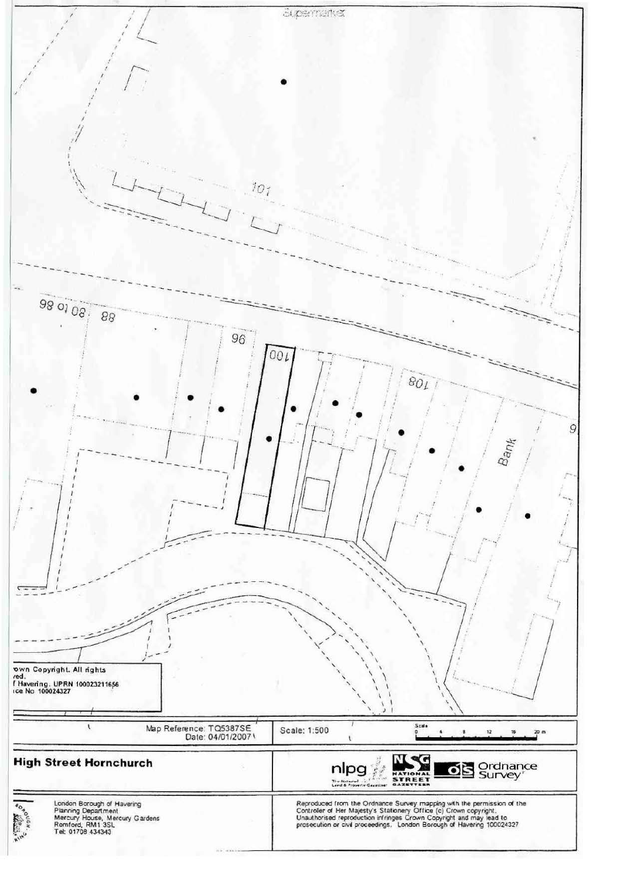Supermarket

101

98 to 80 | 88

96

100

108

Bank

9

own Copyright. All rights
ved.
f Havering. UPRN 100023211656
ice No 100024327

Map Reference: TQ5387SE
Date: 04/01/2007

Scale: 1:500

Scale
0 4 8 12 16 20 m

**High Street Hornchurch**

nlpg — The National Land & Property Gazetteer | NSG National Street Gazetteer | OS Ordnance Survey

London Borough of Havering
Planning Department
Mercury House, Mercury Gardens
Romford, RM1 3SL
Tel: 01708 434343

Reproduced from the Ordnance Survey mapping with the permission of the Controller of Her Majesty's Stationery Office (c) Crown copyright. Unauthorised reproduction infringes Crown Copyright and may lead to prosecution or civil proceedings. London Borough of Havering 100024327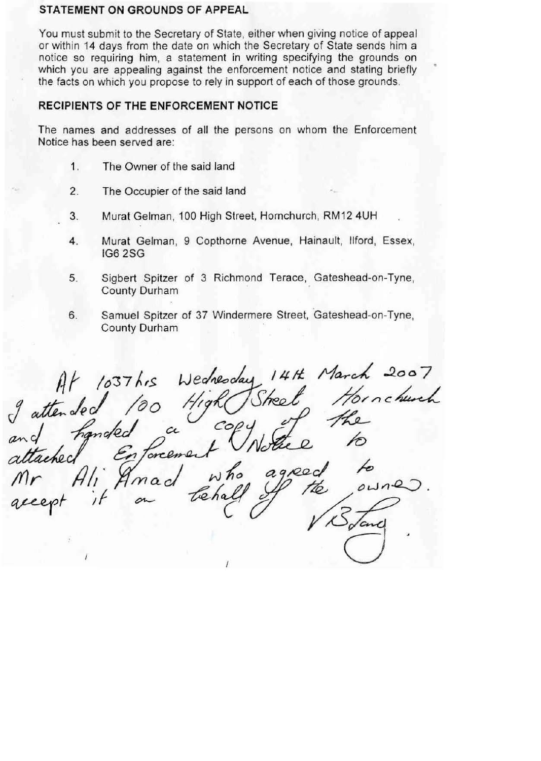## STATEMENT ON GROUNDS OF APPEAL

You must submit to the Secretary of State, either when giving notice of appeal or within 14 days from the date on which the Secretary of State sends him a notice so requiring him, a statement in writing specifying the grounds on which you are appealing against the enforcement notice and stating briefly the facts on which you propose to rely in support of each of those grounds.

## RECIPIENTS OF THE ENFORCEMENT NOTICE

The names and addresses of all the persons on whom the Enforcement Notice has been served are:

1. The Owner of the said land
2. The Occupier of the said land
3. Murat Gelman, 100 High Street, Hornchurch, RM12 4UH
4. Murat Gelman, 9 Copthorne Avenue, Hainault, Ilford, Essex, IG6 2SG
5. Sigbert Spitzer of 3 Richmond Terace, Gateshead-on-Tyne, County Durham
6. Samuel Spitzer of 37 Windermere Street, Gateshead-on-Tyne, County Durham

*At 1037hrs Wednesday 14th March 2007 I attended 100 High Street Hornchurch and handed a copy of the attached Enforcement Notice to Mr Ali Amad who agreed to accept it on behalf of the owner.*

*V B Lang*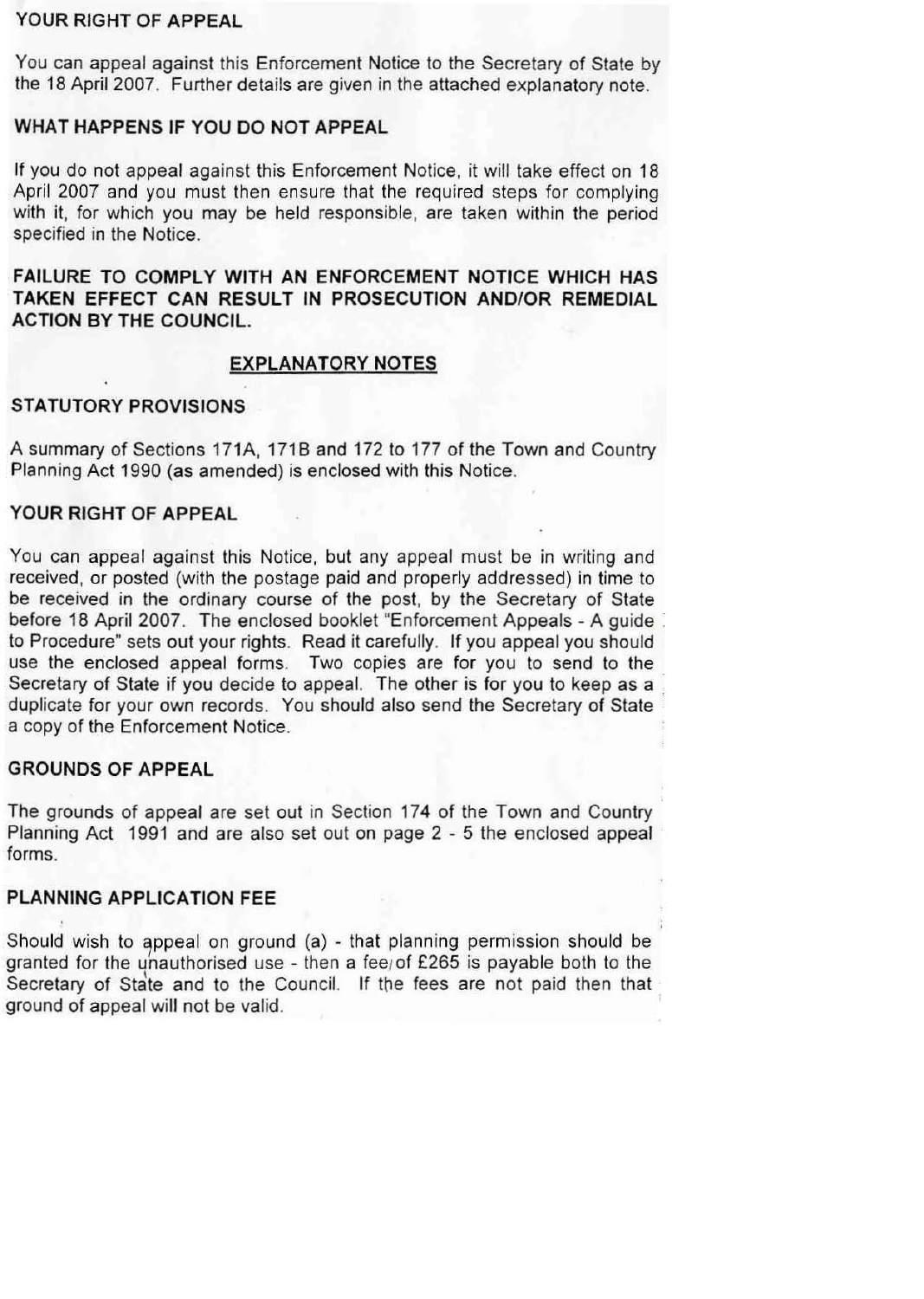## YOUR RIGHT OF APPEAL

You can appeal against this Enforcement Notice to the Secretary of State by the 18 April 2007. Further details are given in the attached explanatory note.

## WHAT HAPPENS IF YOU DO NOT APPEAL

If you do not appeal against this Enforcement Notice, it will take effect on 18 April 2007 and you must then ensure that the required steps for complying with it, for which you may be held responsible, are taken within the period specified in the Notice.

**FAILURE TO COMPLY WITH AN ENFORCEMENT NOTICE WHICH HAS TAKEN EFFECT CAN RESULT IN PROSECUTION AND/OR REMEDIAL ACTION BY THE COUNCIL.**

# EXPLANATORY NOTES

## STATUTORY PROVISIONS

A summary of Sections 171A, 171B and 172 to 177 of the Town and Country Planning Act 1990 (as amended) is enclosed with this Notice.

## YOUR RIGHT OF APPEAL

You can appeal against this Notice, but any appeal must be in writing and received, or posted (with the postage paid and properly addressed) in time to be received in the ordinary course of the post, by the Secretary of State before 18 April 2007. The enclosed booklet "Enforcement Appeals - A guide to Procedure" sets out your rights. Read it carefully. If you appeal you should use the enclosed appeal forms. Two copies are for you to send to the Secretary of State if you decide to appeal. The other is for you to keep as a duplicate for your own records. You should also send the Secretary of State a copy of the Enforcement Notice.

## GROUNDS OF APPEAL

The grounds of appeal are set out in Section 174 of the Town and Country Planning Act 1991 and are also set out on page 2 - 5 the enclosed appeal forms.

## PLANNING APPLICATION FEE

Should wish to appeal on ground (a) - that planning permission should be granted for the unauthorised use - then a fee of £265 is payable both to the Secretary of State and to the Council. If the fees are not paid then that ground of appeal will not be valid.